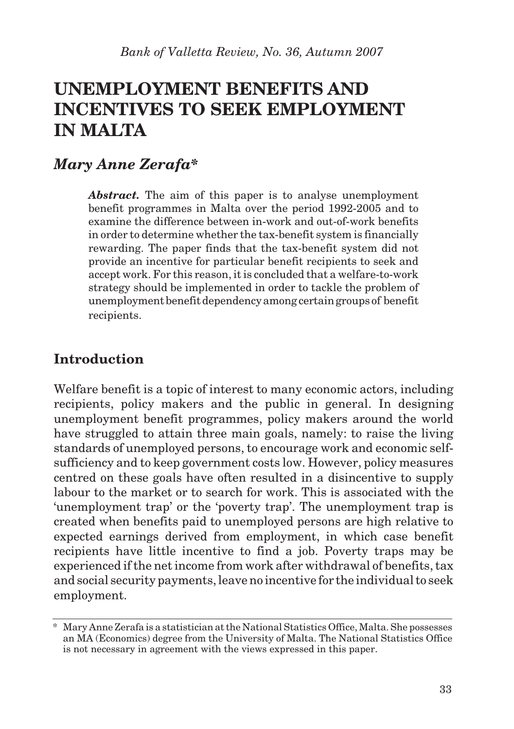*Bank of Valletta Review, No. 36, Autumn 2007*

# UNEMPLOYMENT BENEFITS AND INCENTIVES TO SEEK EMPLOYMENT IN MALTA

## *Mary Anne Zerafa**

***Abstract.*** The aim of this paper is to analyse unemployment benefit programmes in Malta over the period 1992-2005 and to examine the difference between in-work and out-of-work benefits in order to determine whether the tax-benefit system is financially rewarding. The paper finds that the tax-benefit system did not provide an incentive for particular benefit recipients to seek and accept work. For this reason, it is concluded that a welfare-to-work strategy should be implemented in order to tackle the problem of unemployment benefit dependency among certain groups of benefit recipients.

## Introduction

Welfare benefit is a topic of interest to many economic actors, including recipients, policy makers and the public in general. In designing unemployment benefit programmes, policy makers around the world have struggled to attain three main goals, namely: to raise the living standards of unemployed persons, to encourage work and economic self-sufficiency and to keep government costs low. However, policy measures centred on these goals have often resulted in a disincentive to supply labour to the market or to search for work. This is associated with the 'unemployment trap' or the 'poverty trap'. The unemployment trap is created when benefits paid to unemployed persons are high relative to expected earnings derived from employment, in which case benefit recipients have little incentive to find a job. Poverty traps may be experienced if the net income from work after withdrawal of benefits, tax and social security payments, leave no incentive for the individual to seek employment.

\* Mary Anne Zerafa is a statistician at the National Statistics Office, Malta. She possesses an MA (Economics) degree from the University of Malta. The National Statistics Office is not necessary in agreement with the views expressed in this paper.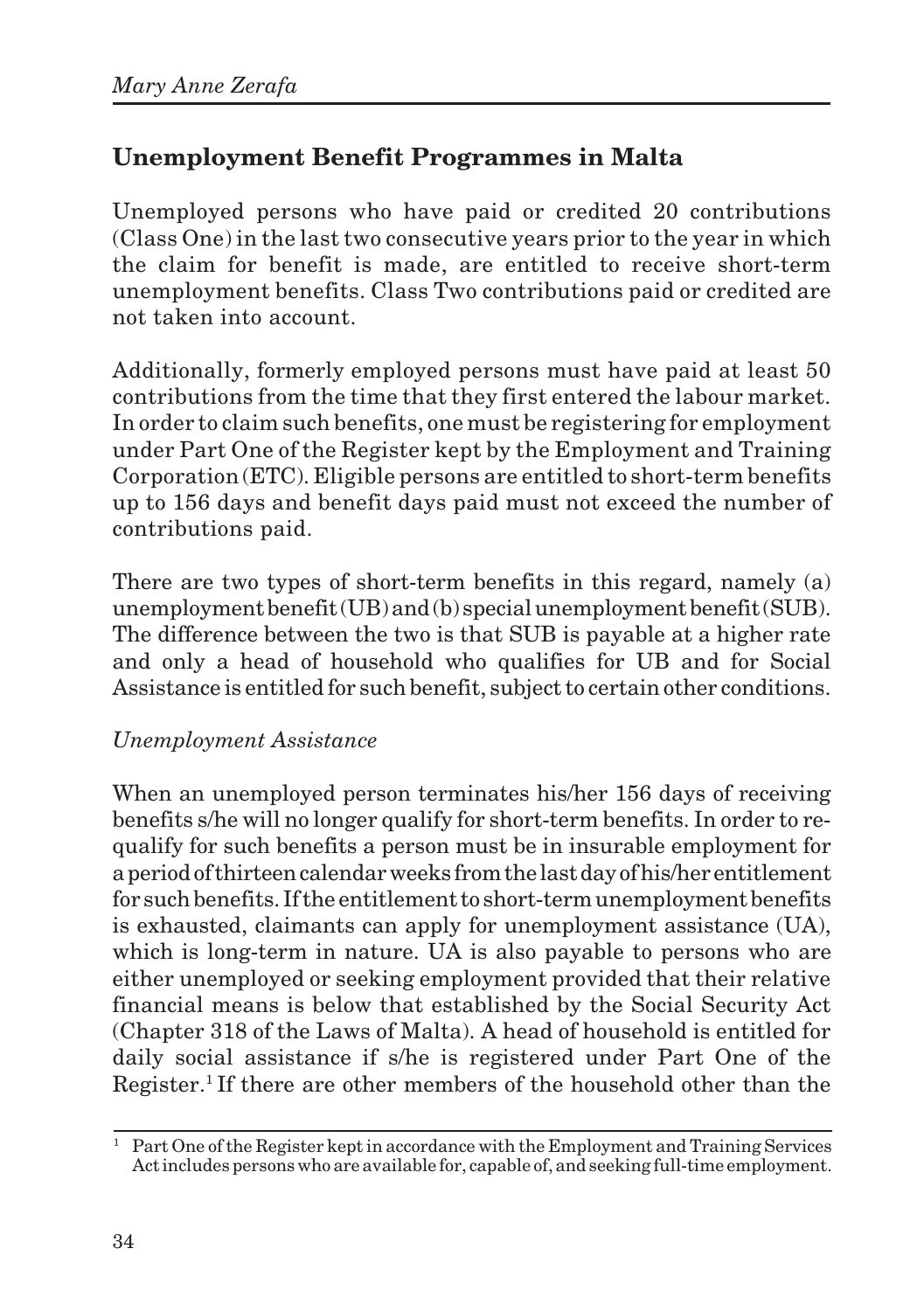## Unemployment Benefit Programmes in Malta

Unemployed persons who have paid or credited 20 contributions (Class One) in the last two consecutive years prior to the year in which the claim for benefit is made, are entitled to receive short-term unemployment benefits. Class Two contributions paid or credited are not taken into account.

Additionally, formerly employed persons must have paid at least 50 contributions from the time that they first entered the labour market. In order to claim such benefits, one must be registering for employment under Part One of the Register kept by the Employment and Training Corporation (ETC). Eligible persons are entitled to short-term benefits up to 156 days and benefit days paid must not exceed the number of contributions paid.

There are two types of short-term benefits in this regard, namely (a) unemployment benefit (UB) and (b) special unemployment benefit (SUB). The difference between the two is that SUB is payable at a higher rate and only a head of household who qualifies for UB and for Social Assistance is entitled for such benefit, subject to certain other conditions.

*Unemployment Assistance*

When an unemployed person terminates his/her 156 days of receiving benefits s/he will no longer qualify for short-term benefits. In order to re-qualify for such benefits a person must be in insurable employment for a period of thirteen calendar weeks from the last day of his/her entitlement for such benefits. If the entitlement to short-term unemployment benefits is exhausted, claimants can apply for unemployment assistance (UA), which is long-term in nature. UA is also payable to persons who are either unemployed or seeking employment provided that their relative financial means is below that established by the Social Security Act (Chapter 318 of the Laws of Malta). A head of household is entitled for daily social assistance if s/he is registered under Part One of the Register.[1] If there are other members of the household other than the

[1] Part One of the Register kept in accordance with the Employment and Training Services Act includes persons who are available for, capable of, and seeking full-time employment.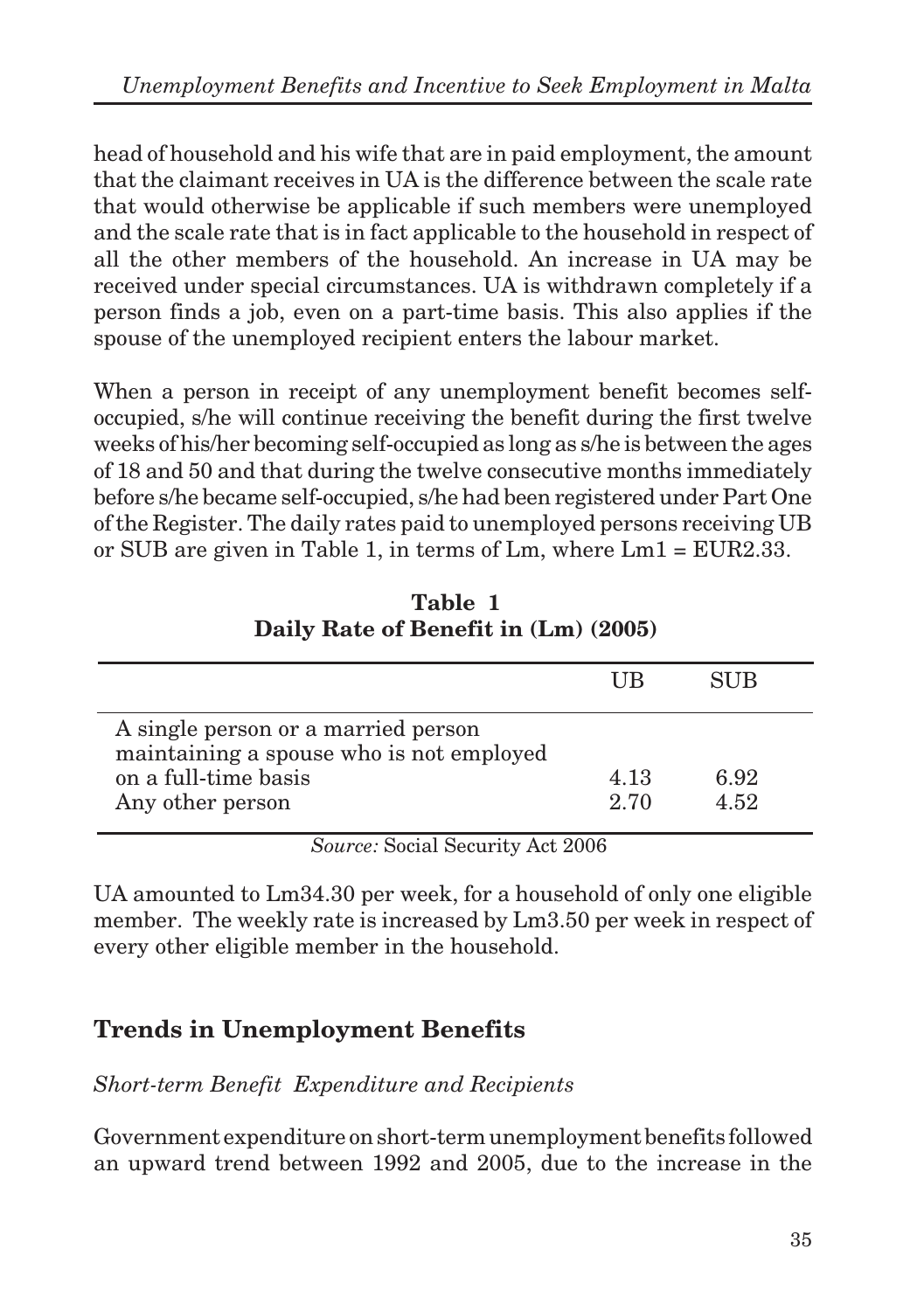head of household and his wife that are in paid employment, the amount that the claimant receives in UA is the difference between the scale rate that would otherwise be applicable if such members were unemployed and the scale rate that is in fact applicable to the household in respect of all the other members of the household. An increase in UA may be received under special circumstances. UA is withdrawn completely if a person finds a job, even on a part-time basis. This also applies if the spouse of the unemployed recipient enters the labour market.

When a person in receipt of any unemployment benefit becomes self-occupied, s/he will continue receiving the benefit during the first twelve weeks of his/her becoming self-occupied as long as s/he is between the ages of 18 and 50 and that during the twelve consecutive months immediately before s/he became self-occupied, s/he had been registered under Part One of the Register. The daily rates paid to unemployed persons receiving UB or SUB are given in Table 1, in terms of Lm, where Lm1 = EUR2.33.

**Table 1**
**Daily Rate of Benefit in (Lm) (2005)**

| | UB | SUB |
|---|---|---|
| A single person or a married person maintaining a spouse who is not employed on a full-time basis | 4.13 | 6.92 |
| Any other person | 2.70 | 4.52 |

*Source:* Social Security Act 2006

UA amounted to Lm34.30 per week, for a household of only one eligible member. The weekly rate is increased by Lm3.50 per week in respect of every other eligible member in the household.

## Trends in Unemployment Benefits

*Short-term Benefit Expenditure and Recipients*

Government expenditure on short-term unemployment benefits followed an upward trend between 1992 and 2005, due to the increase in the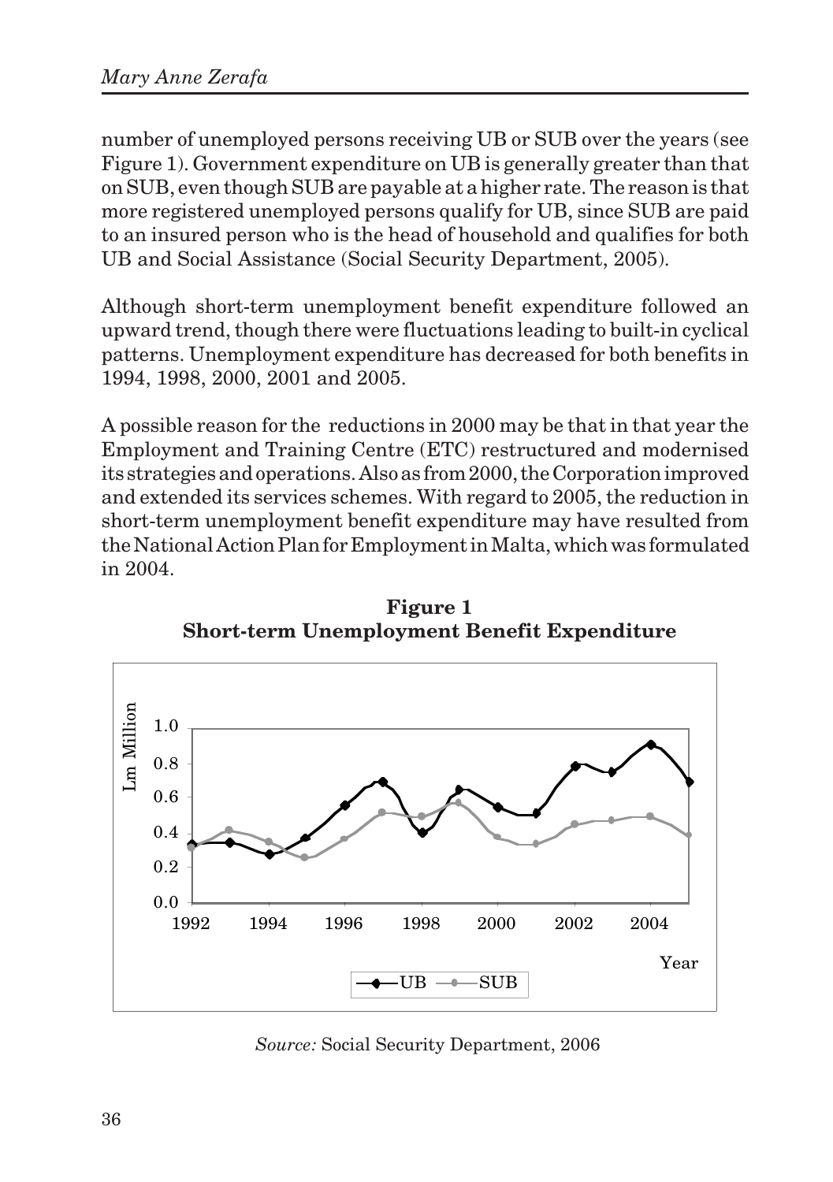number of unemployed persons receiving UB or SUB over the years (see Figure 1). Government expenditure on UB is generally greater than that on SUB, even though SUB are payable at a higher rate. The reason is that more registered unemployed persons qualify for UB, since SUB are paid to an insured person who is the head of household and qualifies for both UB and Social Assistance (Social Security Department, 2005).

Although short-term unemployment benefit expenditure followed an upward trend, though there were fluctuations leading to built-in cyclical patterns. Unemployment expenditure has decreased for both benefits in 1994, 1998, 2000, 2001 and 2005.

A possible reason for the reductions in 2000 may be that in that year the Employment and Training Centre (ETC) restructured and modernised its strategies and operations. Also as from 2000, the Corporation improved and extended its services schemes. With regard to 2005, the reduction in short-term unemployment benefit expenditure may have resulted from the National Action Plan for Employment in Malta, which was formulated in 2004.

**Figure 1**
**Short-term Unemployment Benefit Expenditure**

*Source:* Social Security Department, 2006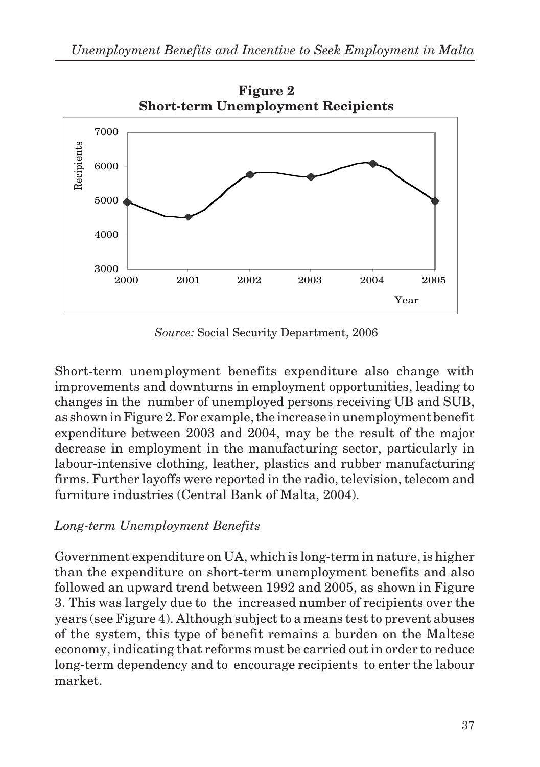**Figure 2**
**Short-term Unemployment Recipients**

*Source:* Social Security Department, 2006

Short-term unemployment benefits expenditure also change with improvements and downturns in employment opportunities, leading to changes in the number of unemployed persons receiving UB and SUB, as shown in Figure 2. For example, the increase in unemployment benefit expenditure between 2003 and 2004, may be the result of the major decrease in employment in the manufacturing sector, particularly in labour-intensive clothing, leather, plastics and rubber manufacturing firms. Further layoffs were reported in the radio, television, telecom and furniture industries (Central Bank of Malta, 2004).

*Long-term Unemployment Benefits*

Government expenditure on UA, which is long-term in nature, is higher than the expenditure on short-term unemployment benefits and also followed an upward trend between 1992 and 2005, as shown in Figure 3. This was largely due to the increased number of recipients over the years (see Figure 4). Although subject to a means test to prevent abuses of the system, this type of benefit remains a burden on the Maltese economy, indicating that reforms must be carried out in order to reduce long-term dependency and to encourage recipients to enter the labour market.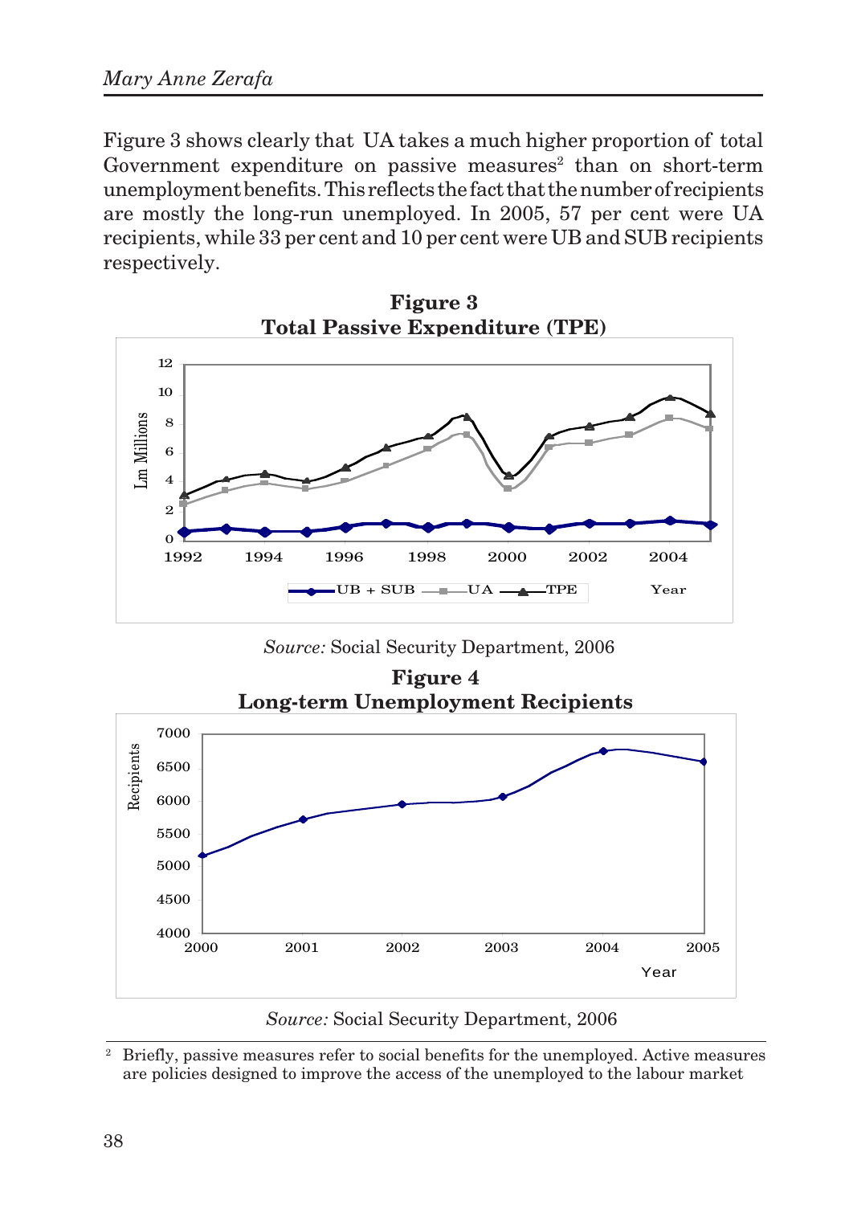Figure 3 shows clearly that UA takes a much higher proportion of total Government expenditure on passive measures[2] than on short-term unemployment benefits. This reflects the fact that the number of recipients are mostly the long-run unemployed. In 2005, 57 per cent were UA recipients, while 33 per cent and 10 per cent were UB and SUB recipients respectively.

**Figure 3**
**Total Passive Expenditure (TPE)**

*Source:* Social Security Department, 2006

**Figure 4**
**Long-term Unemployment Recipients**

*Source:* Social Security Department, 2006

[2] Briefly, passive measures refer to social benefits for the unemployed. Active measures are policies designed to improve the access of the unemployed to the labour market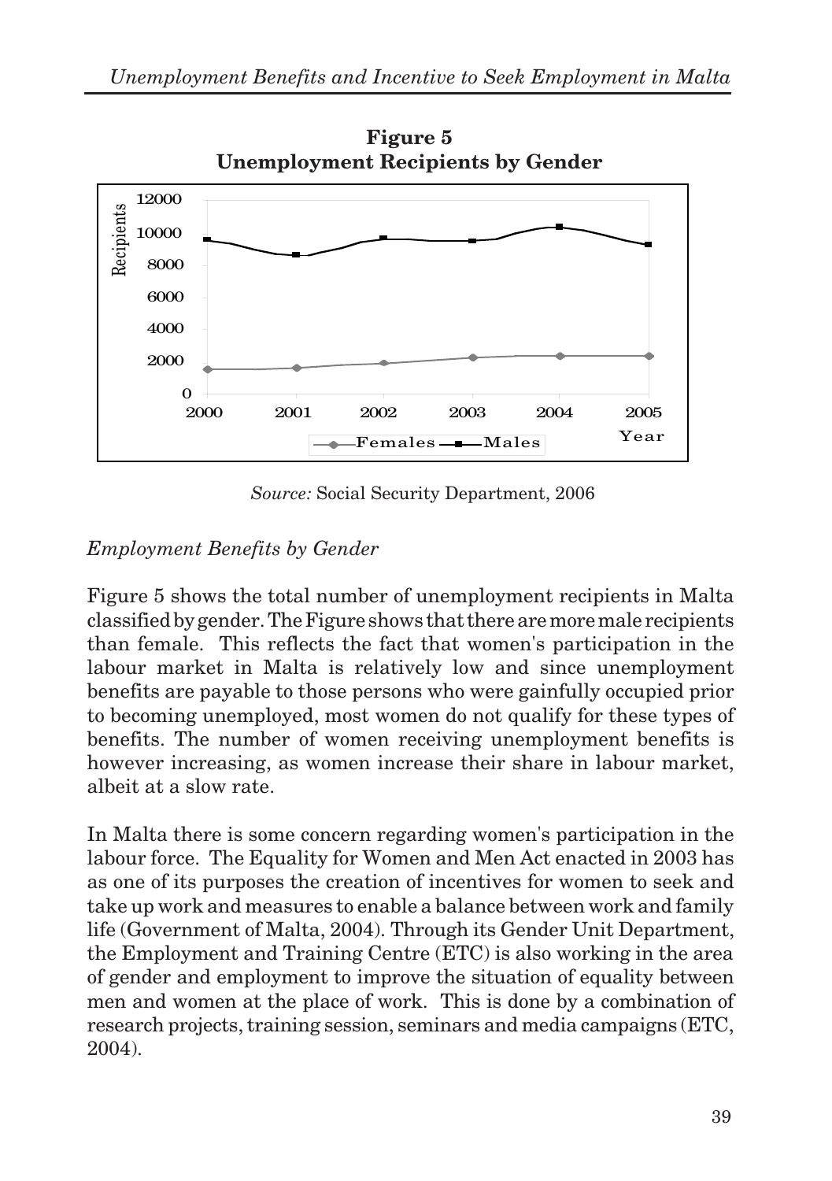**Figure 5**
**Unemployment Recipients by Gender**

*Source:* Social Security Department, 2006

*Employment Benefits by Gender*

Figure 5 shows the total number of unemployment recipients in Malta classified by gender. The Figure shows that there are more male recipients than female. This reflects the fact that women's participation in the labour market in Malta is relatively low and since unemployment benefits are payable to those persons who were gainfully occupied prior to becoming unemployed, most women do not qualify for these types of benefits. The number of women receiving unemployment benefits is however increasing, as women increase their share in labour market, albeit at a slow rate.

In Malta there is some concern regarding women's participation in the labour force. The Equality for Women and Men Act enacted in 2003 has as one of its purposes the creation of incentives for women to seek and take up work and measures to enable a balance between work and family life (Government of Malta, 2004). Through its Gender Unit Department, the Employment and Training Centre (ETC) is also working in the area of gender and employment to improve the situation of equality between men and women at the place of work. This is done by a combination of research projects, training session, seminars and media campaigns (ETC, 2004).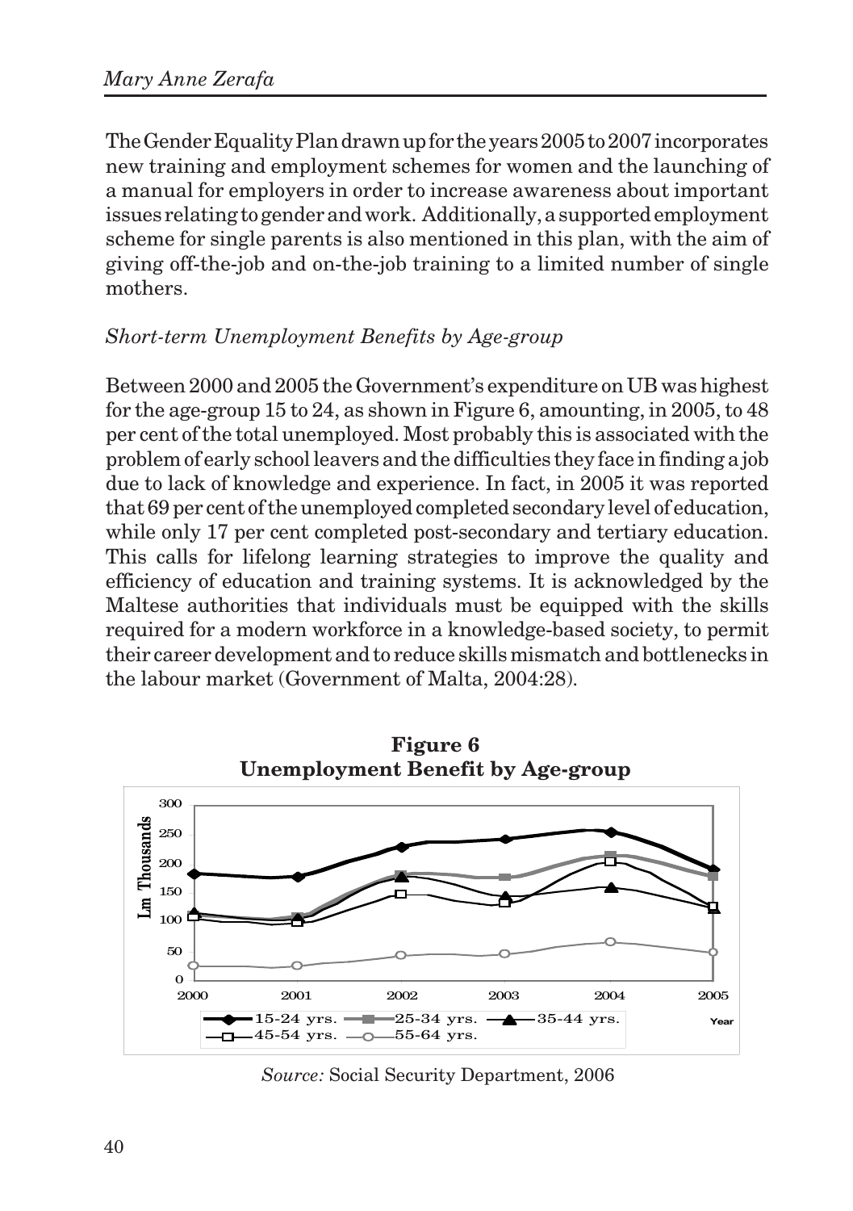The Gender Equality Plan drawn up for the years 2005 to 2007 incorporates new training and employment schemes for women and the launching of a manual for employers in order to increase awareness about important issues relating to gender and work. Additionally, a supported employment scheme for single parents is also mentioned in this plan, with the aim of giving off-the-job and on-the-job training to a limited number of single mothers.

*Short-term Unemployment Benefits by Age-group*

Between 2000 and 2005 the Government's expenditure on UB was highest for the age-group 15 to 24, as shown in Figure 6, amounting, in 2005, to 48 per cent of the total unemployed. Most probably this is associated with the problem of early school leavers and the difficulties they face in finding a job due to lack of knowledge and experience. In fact, in 2005 it was reported that 69 per cent of the unemployed completed secondary level of education, while only 17 per cent completed post-secondary and tertiary education. This calls for lifelong learning strategies to improve the quality and efficiency of education and training systems. It is acknowledged by the Maltese authorities that individuals must be equipped with the skills required for a modern workforce in a knowledge-based society, to permit their career development and to reduce skills mismatch and bottlenecks in the labour market (Government of Malta, 2004:28).

**Figure 6**
**Unemployment Benefit by Age-group**

*Source:* Social Security Department, 2006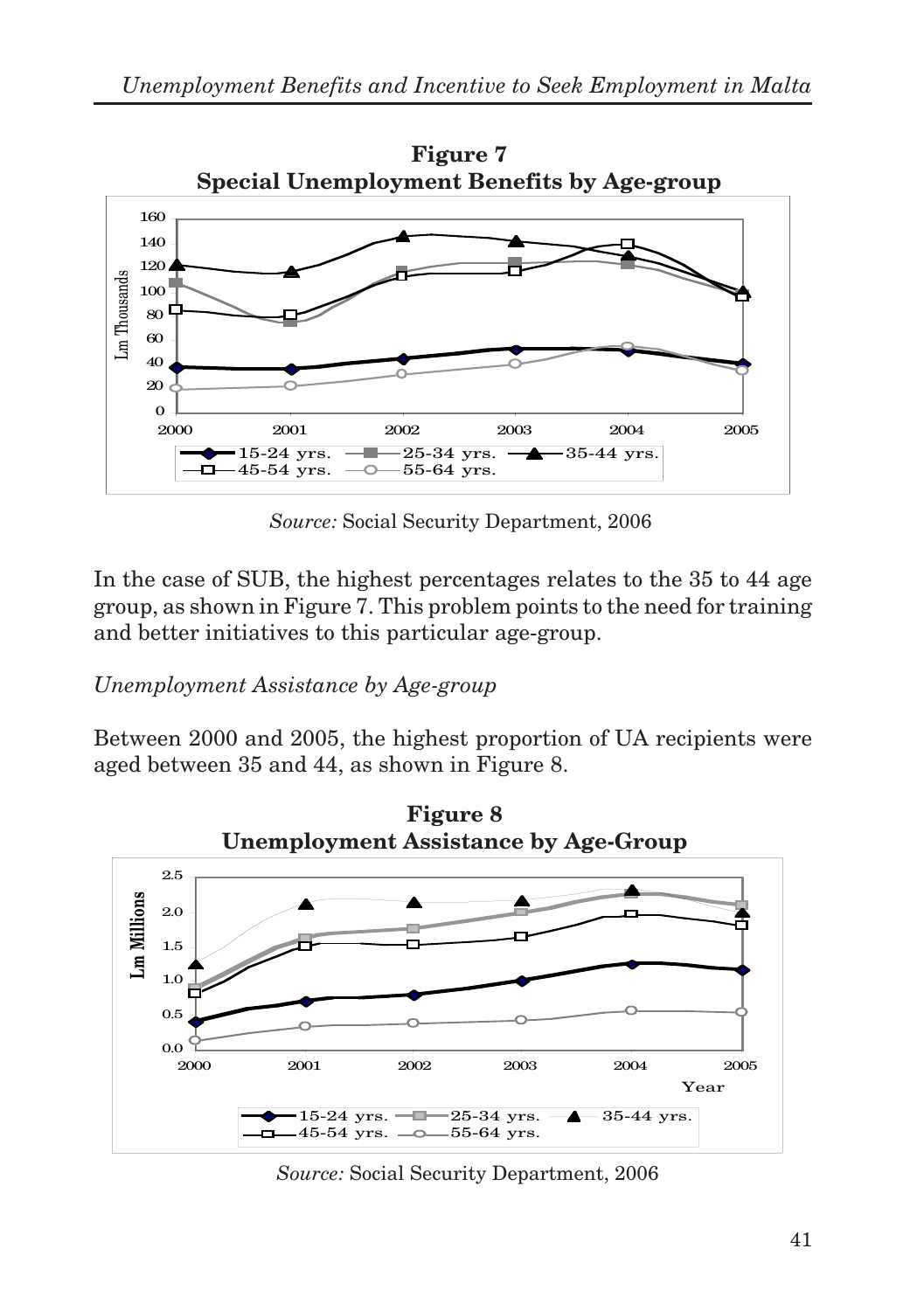**Figure 7**
**Special Unemployment Benefits by Age-group**

*Source:* Social Security Department, 2006

In the case of SUB, the highest percentages relates to the 35 to 44 age group, as shown in Figure 7. This problem points to the need for training and better initiatives to this particular age-group.

*Unemployment Assistance by Age-group*

Between 2000 and 2005, the highest proportion of UA recipients were aged between 35 and 44, as shown in Figure 8.

**Figure 8**
**Unemployment Assistance by Age-Group**

*Source:* Social Security Department, 2006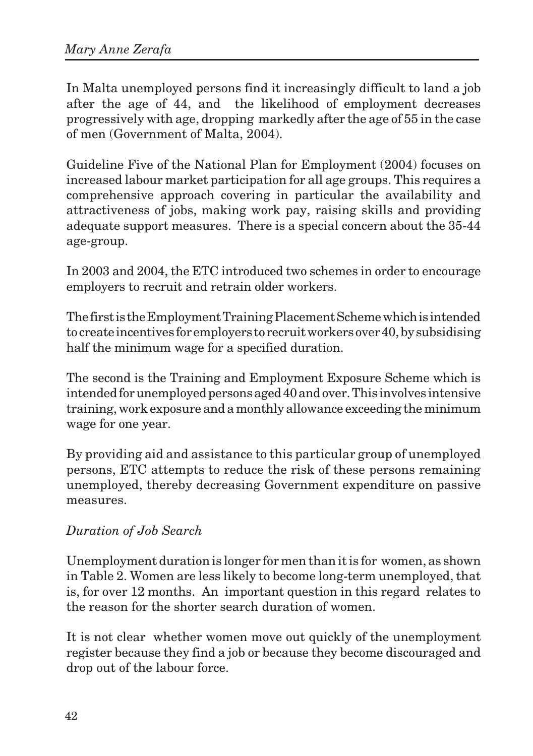In Malta unemployed persons find it increasingly difficult to land a job after the age of 44, and the likelihood of employment decreases progressively with age, dropping markedly after the age of 55 in the case of men (Government of Malta, 2004).

Guideline Five of the National Plan for Employment (2004) focuses on increased labour market participation for all age groups. This requires a comprehensive approach covering in particular the availability and attractiveness of jobs, making work pay, raising skills and providing adequate support measures. There is a special concern about the 35-44 age-group.

In 2003 and 2004, the ETC introduced two schemes in order to encourage employers to recruit and retrain older workers.

The first is the Employment Training Placement Scheme which is intended to create incentives for employers to recruit workers over 40, by subsidising half the minimum wage for a specified duration.

The second is the Training and Employment Exposure Scheme which is intended for unemployed persons aged 40 and over. This involves intensive training, work exposure and a monthly allowance exceeding the minimum wage for one year.

By providing aid and assistance to this particular group of unemployed persons, ETC attempts to reduce the risk of these persons remaining unemployed, thereby decreasing Government expenditure on passive measures.

*Duration of Job Search*

Unemployment duration is longer for men than it is for women, as shown in Table 2. Women are less likely to become long-term unemployed, that is, for over 12 months. An important question in this regard relates to the reason for the shorter search duration of women.

It is not clear whether women move out quickly of the unemployment register because they find a job or because they become discouraged and drop out of the labour force.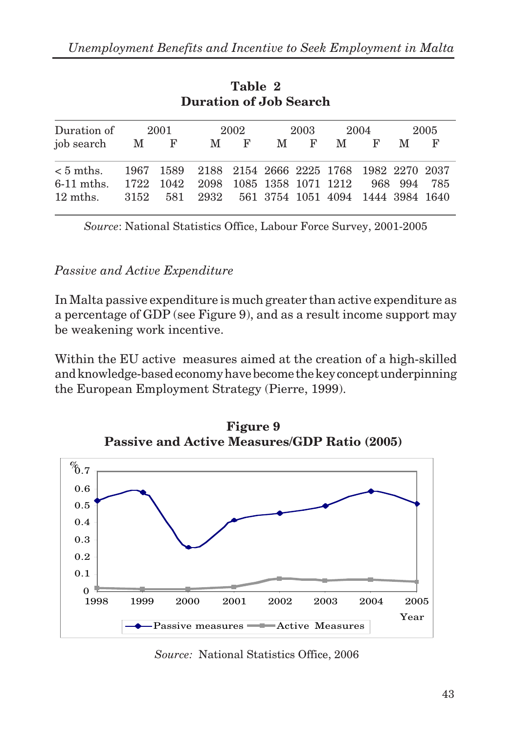**Table 2**
**Duration of Job Search**

| Duration of job search | 2001 | | 2002 | | 2003 | | 2004 | | 2005 | |
|---|---|---|---|---|---|---|---|---|---|---|
| | M | F | M | F | M | F | M | F | M | F |
| < 5 mths. | 1967 | 1589 | 2188 | 2154 | 2666 | 2225 | 1768 | 1982 | 2270 | 2037 |
| 6-11 mths. | 1722 | 1042 | 2098 | 1085 | 1358 | 1071 | 1212 | 968 | 994 | 785 |
| 12 mths. | 3152 | 581 | 2932 | 561 | 3754 | 1051 | 4094 | 1444 | 3984 | 1640 |

*Source*: National Statistics Office, Labour Force Survey, 2001-2005

*Passive and Active Expenditure*

In Malta passive expenditure is much greater than active expenditure as a percentage of GDP (see Figure 9), and as a result income support may be weakening work incentive.

Within the EU active measures aimed at the creation of a high-skilled and knowledge-based economy have become the key concept underpinning the European Employment Strategy (Pierre, 1999).

**Figure 9**
**Passive and Active Measures/GDP Ratio (2005)**

*Source:* National Statistics Office, 2006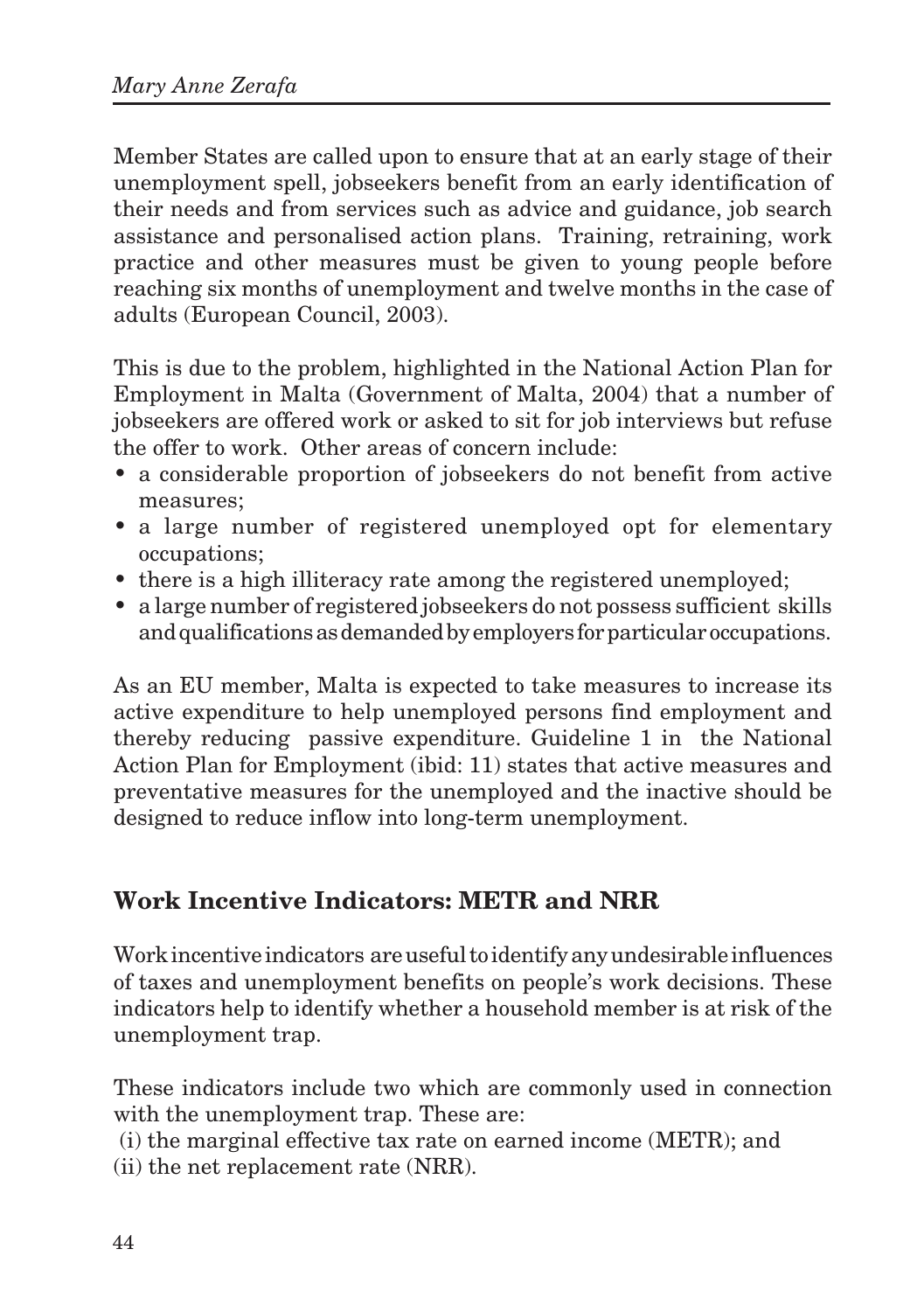Member States are called upon to ensure that at an early stage of their unemployment spell, jobseekers benefit from an early identification of their needs and from services such as advice and guidance, job search assistance and personalised action plans. Training, retraining, work practice and other measures must be given to young people before reaching six months of unemployment and twelve months in the case of adults (European Council, 2003).

This is due to the problem, highlighted in the National Action Plan for Employment in Malta (Government of Malta, 2004) that a number of jobseekers are offered work or asked to sit for job interviews but refuse the offer to work. Other areas of concern include:

- a considerable proportion of jobseekers do not benefit from active measures;
- a large number of registered unemployed opt for elementary occupations;
- there is a high illiteracy rate among the registered unemployed;
- a large number of registered jobseekers do not possess sufficient skills and qualifications as demanded by employers for particular occupations.

As an EU member, Malta is expected to take measures to increase its active expenditure to help unemployed persons find employment and thereby reducing passive expenditure. Guideline 1 in the National Action Plan for Employment (ibid: 11) states that active measures and preventative measures for the unemployed and the inactive should be designed to reduce inflow into long-term unemployment.

## Work Incentive Indicators: METR and NRR

Work incentive indicators are useful to identify any undesirable influences of taxes and unemployment benefits on people's work decisions. These indicators help to identify whether a household member is at risk of the unemployment trap.

These indicators include two which are commonly used in connection with the unemployment trap. These are:

(i) the marginal effective tax rate on earned income (METR); and
(ii) the net replacement rate (NRR).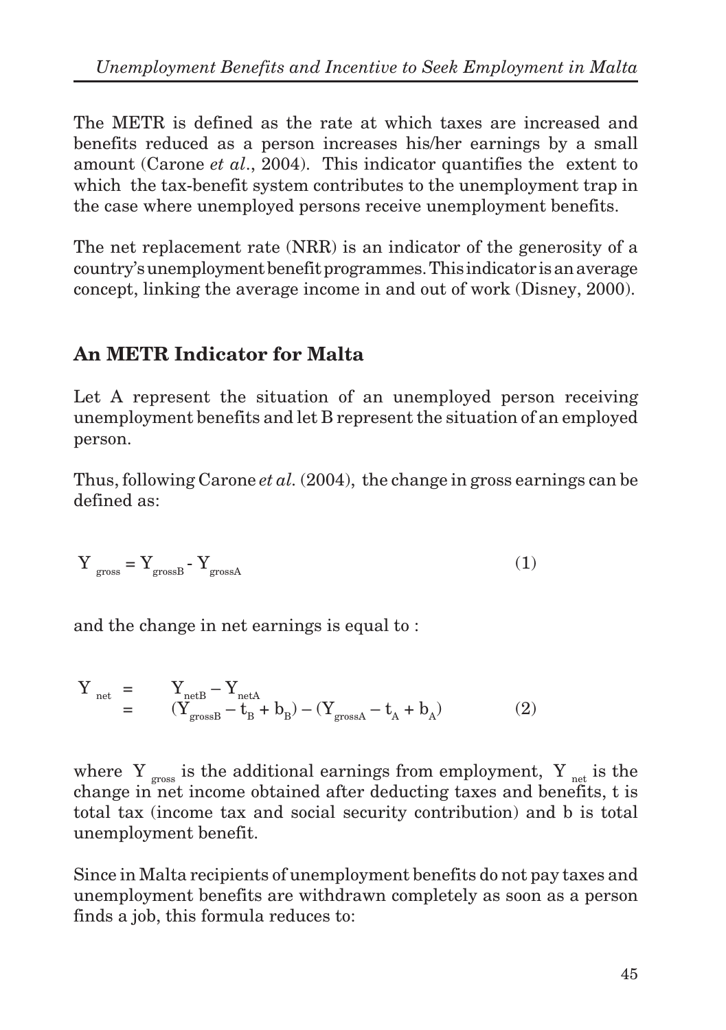The METR is defined as the rate at which taxes are increased and benefits reduced as a person increases his/her earnings by a small amount (Carone *et al*., 2004). This indicator quantifies the extent to which the tax-benefit system contributes to the unemployment trap in the case where unemployed persons receive unemployment benefits.

The net replacement rate (NRR) is an indicator of the generosity of a country's unemployment benefit programmes. This indicator is an average concept, linking the average income in and out of work (Disney, 2000).

## An METR Indicator for Malta

Let A represent the situation of an unemployed person receiving unemployment benefits and let B represent the situation of an employed person.

Thus, following Carone *et al*. (2004), the change in gross earnings can be defined as:

$$Y_{gross} = Y_{grossB} - Y_{grossA} \tag{1}$$

and the change in net earnings is equal to :

$$\begin{aligned} Y_{net} &= Y_{netB} - Y_{netA} \\ &= (Y_{grossB} - t_B + b_B) - (Y_{grossA} - t_A + b_A) \end{aligned} \tag{2}$$

where $Y_{gross}$ is the additional earnings from employment, $Y_{net}$ is the change in net income obtained after deducting taxes and benefits, t is total tax (income tax and social security contribution) and b is total unemployment benefit.

Since in Malta recipients of unemployment benefits do not pay taxes and unemployment benefits are withdrawn completely as soon as a person finds a job, this formula reduces to: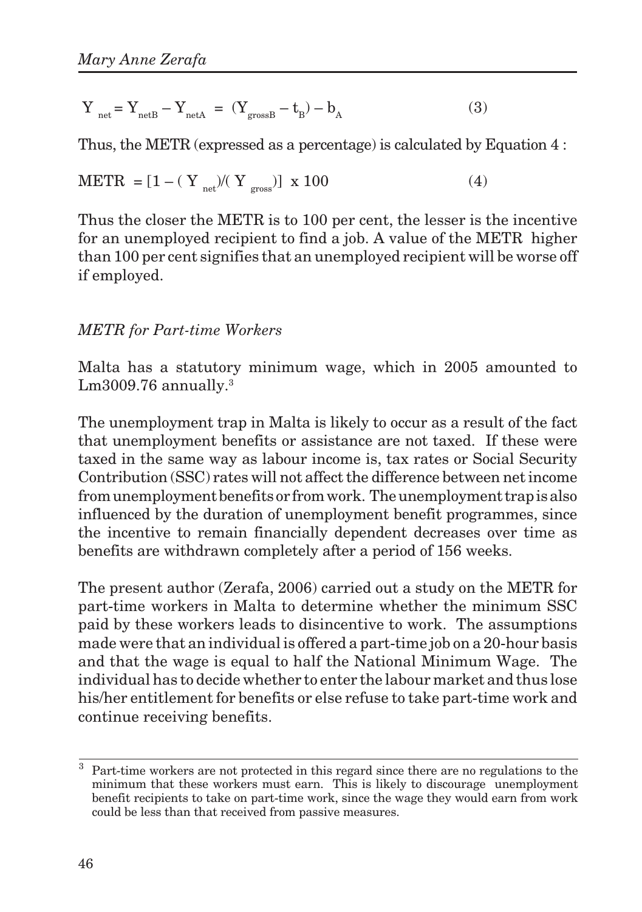$$Y_{net} = Y_{netB} - Y_{netA} = (Y_{grossB} - t_B) - b_A \tag{3}$$

Thus, the METR (expressed as a percentage) is calculated by Equation 4 :

$$METR = [1 - (Y_{net})/(Y_{gross})] \times 100 \tag{4}$$

Thus the closer the METR is to 100 per cent, the lesser is the incentive for an unemployed recipient to find a job. A value of the METR higher than 100 per cent signifies that an unemployed recipient will be worse off if employed.

*METR for Part-time Workers*

Malta has a statutory minimum wage, which in 2005 amounted to Lm3009.76 annually.[3]

The unemployment trap in Malta is likely to occur as a result of the fact that unemployment benefits or assistance are not taxed. If these were taxed in the same way as labour income is, tax rates or Social Security Contribution (SSC) rates will not affect the difference between net income from unemployment benefits or from work. The unemployment trap is also influenced by the duration of unemployment benefit programmes, since the incentive to remain financially dependent decreases over time as benefits are withdrawn completely after a period of 156 weeks.

The present author (Zerafa, 2006) carried out a study on the METR for part-time workers in Malta to determine whether the minimum SSC paid by these workers leads to disincentive to work. The assumptions made were that an individual is offered a part-time job on a 20-hour basis and that the wage is equal to half the National Minimum Wage. The individual has to decide whether to enter the labour market and thus lose his/her entitlement for benefits or else refuse to take part-time work and continue receiving benefits.

[3] Part-time workers are not protected in this regard since there are no regulations to the minimum that these workers must earn. This is likely to discourage unemployment benefit recipients to take on part-time work, since the wage they would earn from work could be less than that received from passive measures.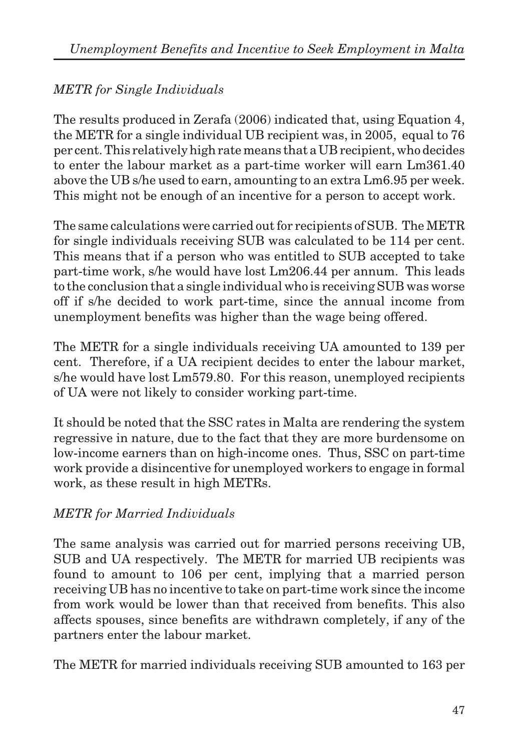*METR for Single Individuals*

The results produced in Zerafa (2006) indicated that, using Equation 4, the METR for a single individual UB recipient was, in 2005, equal to 76 per cent. This relatively high rate means that a UB recipient, who decides to enter the labour market as a part-time worker will earn Lm361.40 above the UB s/he used to earn, amounting to an extra Lm6.95 per week. This might not be enough of an incentive for a person to accept work.

The same calculations were carried out for recipients of SUB. The METR for single individuals receiving SUB was calculated to be 114 per cent. This means that if a person who was entitled to SUB accepted to take part-time work, s/he would have lost Lm206.44 per annum. This leads to the conclusion that a single individual who is receiving SUB was worse off if s/he decided to work part-time, since the annual income from unemployment benefits was higher than the wage being offered.

The METR for a single individuals receiving UA amounted to 139 per cent. Therefore, if a UA recipient decides to enter the labour market, s/he would have lost Lm579.80. For this reason, unemployed recipients of UA were not likely to consider working part-time.

It should be noted that the SSC rates in Malta are rendering the system regressive in nature, due to the fact that they are more burdensome on low-income earners than on high-income ones. Thus, SSC on part-time work provide a disincentive for unemployed workers to engage in formal work, as these result in high METRs.

*METR for Married Individuals*

The same analysis was carried out for married persons receiving UB, SUB and UA respectively. The METR for married UB recipients was found to amount to 106 per cent, implying that a married person receiving UB has no incentive to take on part-time work since the income from work would be lower than that received from benefits. This also affects spouses, since benefits are withdrawn completely, if any of the partners enter the labour market.

The METR for married individuals receiving SUB amounted to 163 per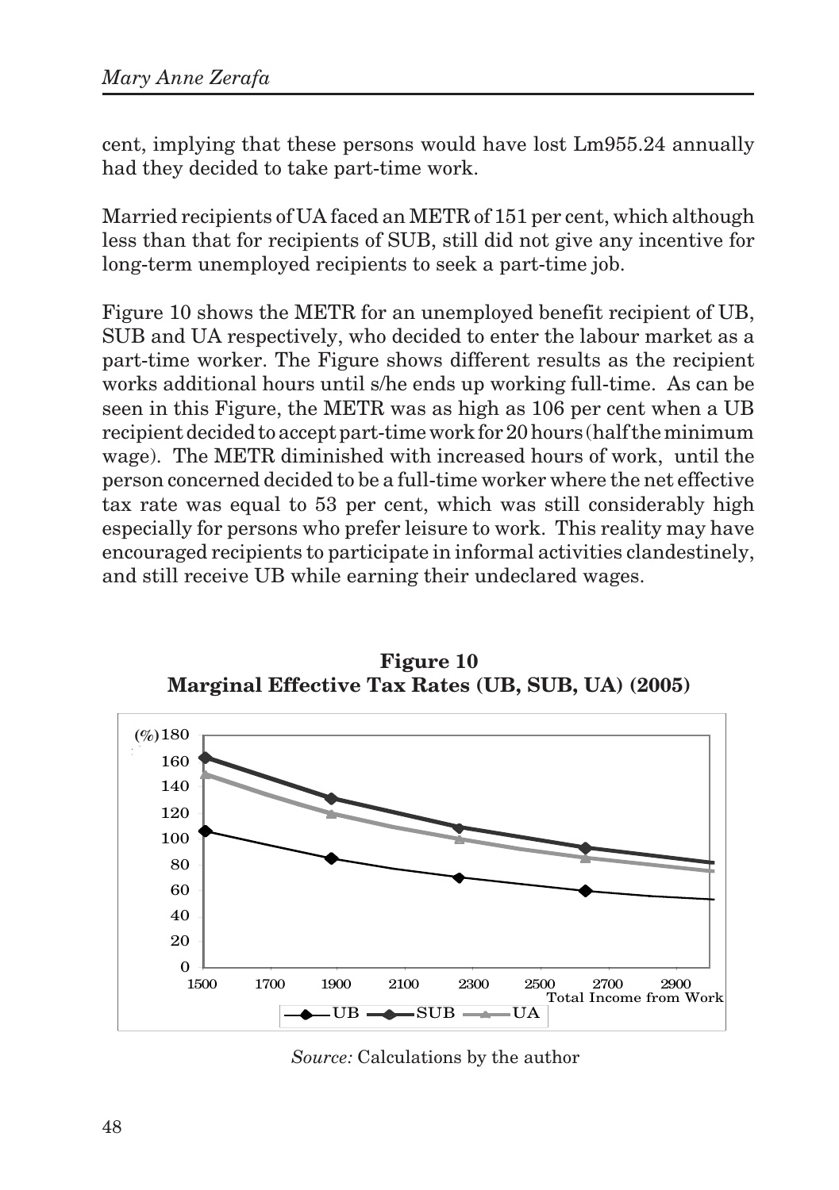cent, implying that these persons would have lost Lm955.24 annually had they decided to take part-time work.

Married recipients of UA faced an METR of 151 per cent, which although less than that for recipients of SUB, still did not give any incentive for long-term unemployed recipients to seek a part-time job.

Figure 10 shows the METR for an unemployed benefit recipient of UB, SUB and UA respectively, who decided to enter the labour market as a part-time worker. The Figure shows different results as the recipient works additional hours until s/he ends up working full-time. As can be seen in this Figure, the METR was as high as 106 per cent when a UB recipient decided to accept part-time work for 20 hours (half the minimum wage). The METR diminished with increased hours of work, until the person concerned decided to be a full-time worker where the net effective tax rate was equal to 53 per cent, which was still considerably high especially for persons who prefer leisure to work. This reality may have encouraged recipients to participate in informal activities clandestinely, and still receive UB while earning their undeclared wages.

**Figure 10**
**Marginal Effective Tax Rates (UB, SUB, UA) (2005)**

*Source:* Calculations by the author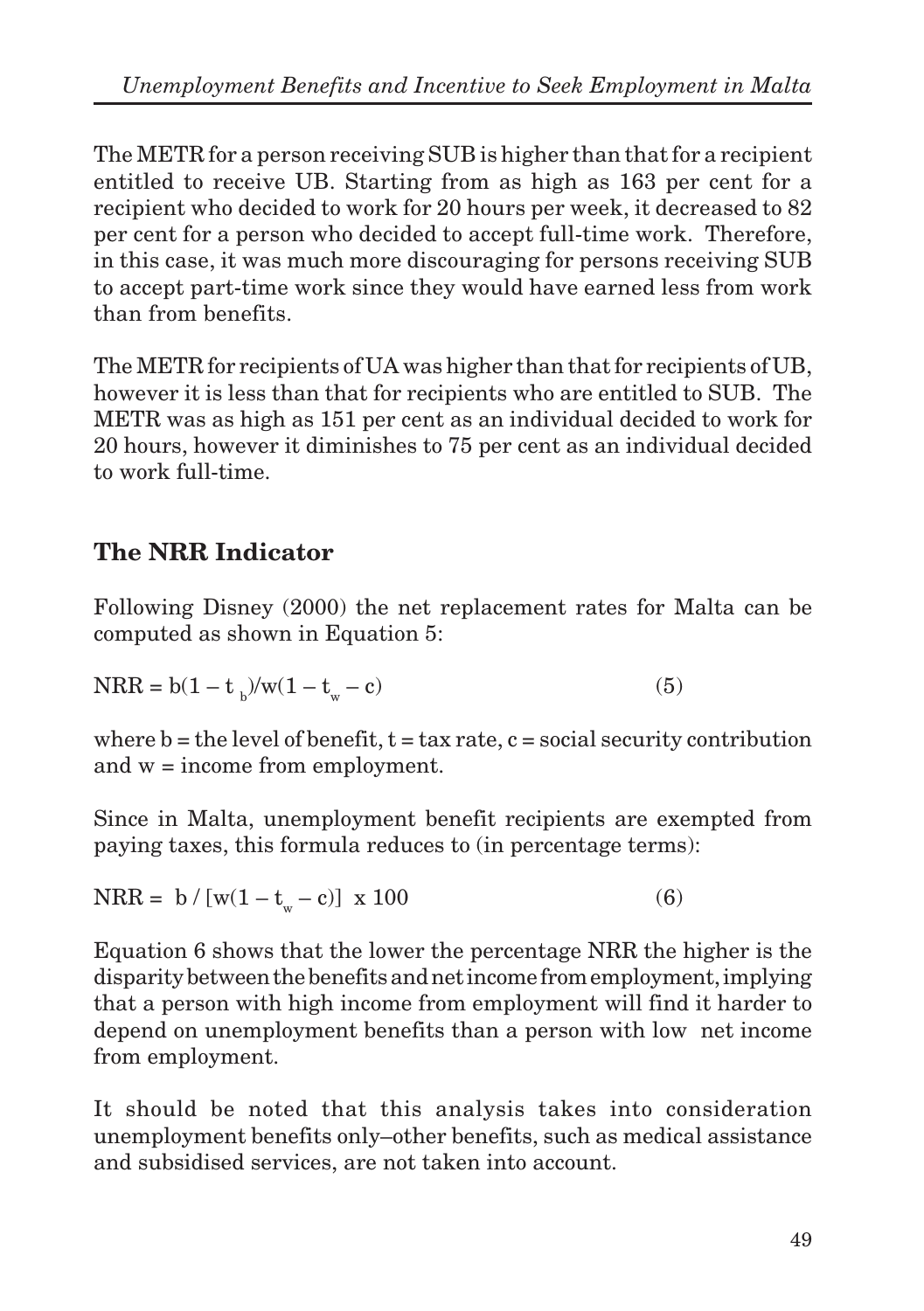The METR for a person receiving SUB is higher than that for a recipient entitled to receive UB. Starting from as high as 163 per cent for a recipient who decided to work for 20 hours per week, it decreased to 82 per cent for a person who decided to accept full-time work. Therefore, in this case, it was much more discouraging for persons receiving SUB to accept part-time work since they would have earned less from work than from benefits.

The METR for recipients of UA was higher than that for recipients of UB, however it is less than that for recipients who are entitled to SUB. The METR was as high as 151 per cent as an individual decided to work for 20 hours, however it diminishes to 75 per cent as an individual decided to work full-time.

## The NRR Indicator

Following Disney (2000) the net replacement rates for Malta can be computed as shown in Equation 5:

$$\text{NRR} = b(1 - t_b)/w(1 - t_w - c) \qquad (5)$$

where b = the level of benefit, t = tax rate, c = social security contribution and w = income from employment.

Since in Malta, unemployment benefit recipients are exempted from paying taxes, this formula reduces to (in percentage terms):

$$\text{NRR} = b / [w(1 - t_w - c)] \times 100 \qquad (6)$$

Equation 6 shows that the lower the percentage NRR the higher is the disparity between the benefits and net income from employment, implying that a person with high income from employment will find it harder to depend on unemployment benefits than a person with low net income from employment.

It should be noted that this analysis takes into consideration unemployment benefits only–other benefits, such as medical assistance and subsidised services, are not taken into account.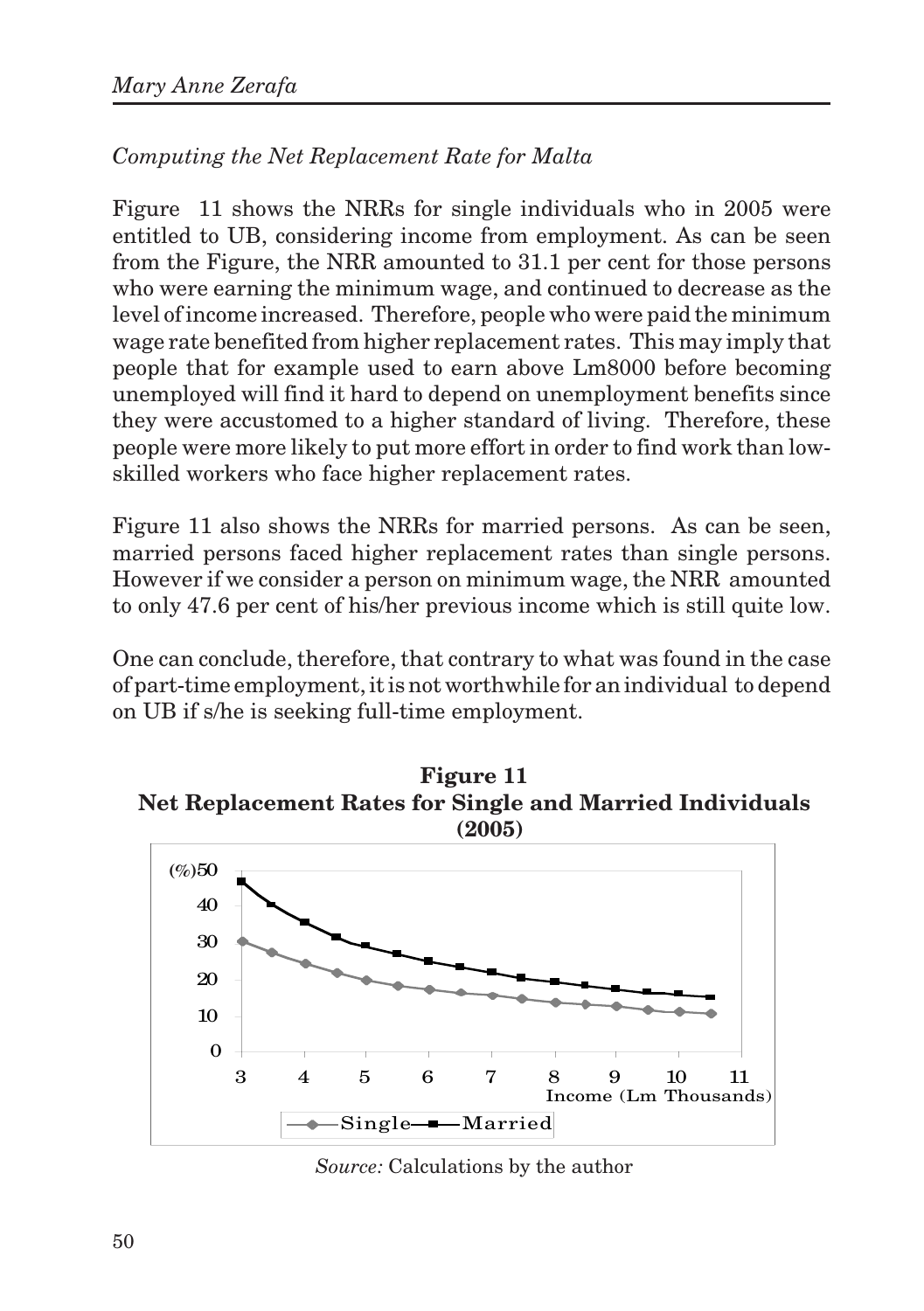*Computing the Net Replacement Rate for Malta*

Figure 11 shows the NRRs for single individuals who in 2005 were entitled to UB, considering income from employment. As can be seen from the Figure, the NRR amounted to 31.1 per cent for those persons who were earning the minimum wage, and continued to decrease as the level of income increased. Therefore, people who were paid the minimum wage rate benefited from higher replacement rates. This may imply that people that for example used to earn above Lm8000 before becoming unemployed will find it hard to depend on unemployment benefits since they were accustomed to a higher standard of living. Therefore, these people were more likely to put more effort in order to find work than low-skilled workers who face higher replacement rates.

Figure 11 also shows the NRRs for married persons. As can be seen, married persons faced higher replacement rates than single persons. However if we consider a person on minimum wage, the NRR amounted to only 47.6 per cent of his/her previous income which is still quite low.

One can conclude, therefore, that contrary to what was found in the case of part-time employment, it is not worthwhile for an individual to depend on UB if s/he is seeking full-time employment.

**Figure 11**
**Net Replacement Rates for Single and Married Individuals (2005)**

*Source:* Calculations by the author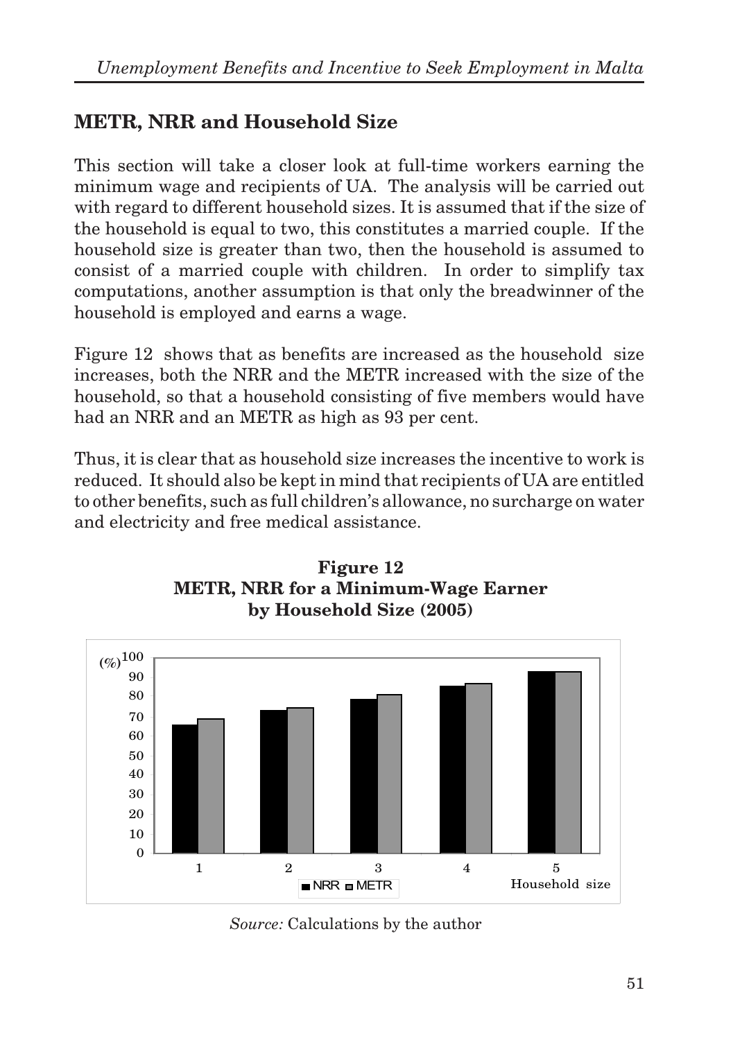## METR, NRR and Household Size

This section will take a closer look at full-time workers earning the minimum wage and recipients of UA. The analysis will be carried out with regard to different household sizes. It is assumed that if the size of the household is equal to two, this constitutes a married couple. If the household size is greater than two, then the household is assumed to consist of a married couple with children. In order to simplify tax computations, another assumption is that only the breadwinner of the household is employed and earns a wage.

Figure 12 shows that as benefits are increased as the household size increases, both the NRR and the METR increased with the size of the household, so that a household consisting of five members would have had an NRR and an METR as high as 93 per cent.

Thus, it is clear that as household size increases the incentive to work is reduced. It should also be kept in mind that recipients of UA are entitled to other benefits, such as full children's allowance, no surcharge on water and electricity and free medical assistance.

**Figure 12**
**METR, NRR for a Minimum-Wage Earner by Household Size (2005)**

*Source:* Calculations by the author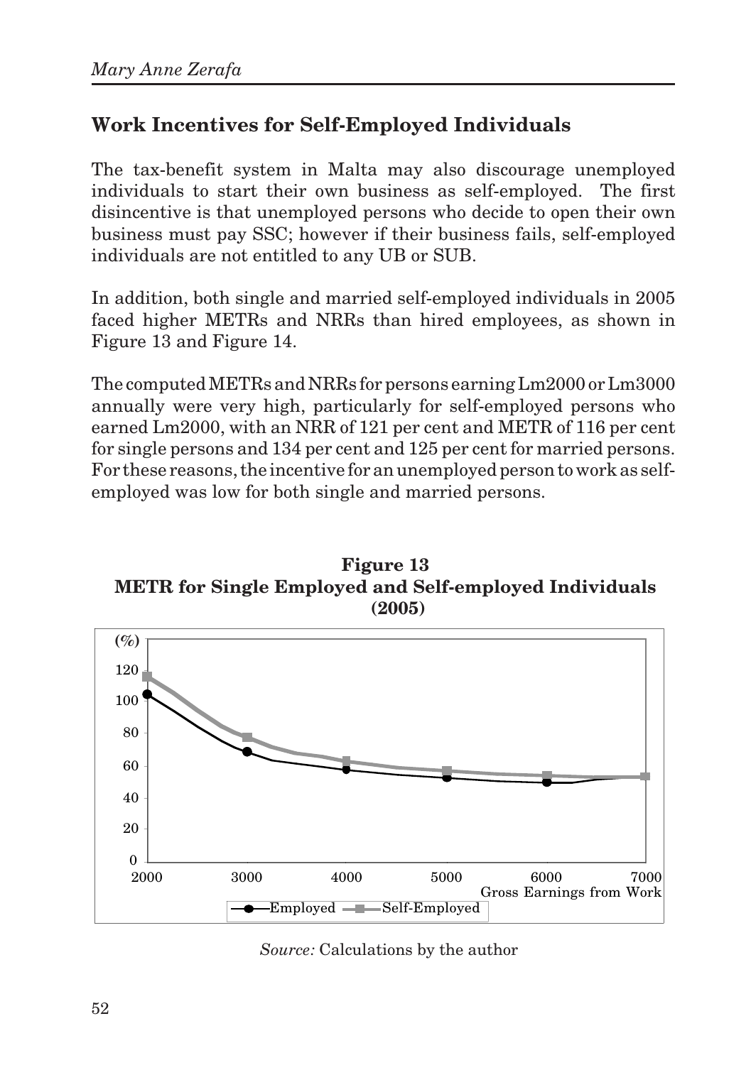## Work Incentives for Self-Employed Individuals

The tax-benefit system in Malta may also discourage unemployed individuals to start their own business as self-employed. The first disincentive is that unemployed persons who decide to open their own business must pay SSC; however if their business fails, self-employed individuals are not entitled to any UB or SUB.

In addition, both single and married self-employed individuals in 2005 faced higher METRs and NRRs than hired employees, as shown in Figure 13 and Figure 14.

The computed METRs and NRRs for persons earning Lm2000 or Lm3000 annually were very high, particularly for self-employed persons who earned Lm2000, with an NRR of 121 per cent and METR of 116 per cent for single persons and 134 per cent and 125 per cent for married persons. For these reasons, the incentive for an unemployed person to work as self-employed was low for both single and married persons.

**Figure 13**
**METR for Single Employed and Self-employed Individuals (2005)**

*Source:* Calculations by the author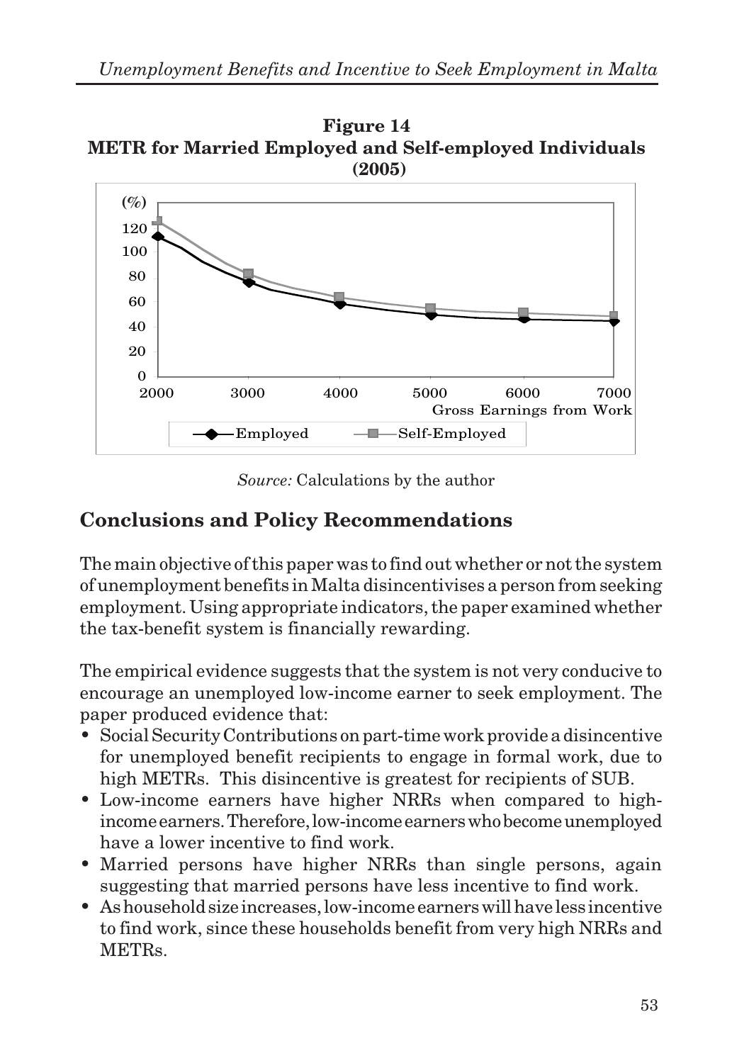**Figure 14**
**METR for Married Employed and Self-employed Individuals (2005)**

*Source:* Calculations by the author

## Conclusions and Policy Recommendations

The main objective of this paper was to find out whether or not the system of unemployment benefits in Malta disincentivises a person from seeking employment. Using appropriate indicators, the paper examined whether the tax-benefit system is financially rewarding.

The empirical evidence suggests that the system is not very conducive to encourage an unemployed low-income earner to seek employment. The paper produced evidence that:

- Social Security Contributions on part-time work provide a disincentive for unemployed benefit recipients to engage in formal work, due to high METRs. This disincentive is greatest for recipients of SUB.
- Low-income earners have higher NRRs when compared to high-income earners. Therefore, low-income earners who become unemployed have a lower incentive to find work.
- Married persons have higher NRRs than single persons, again suggesting that married persons have less incentive to find work.
- As household size increases, low-income earners will have less incentive to find work, since these households benefit from very high NRRs and METRs.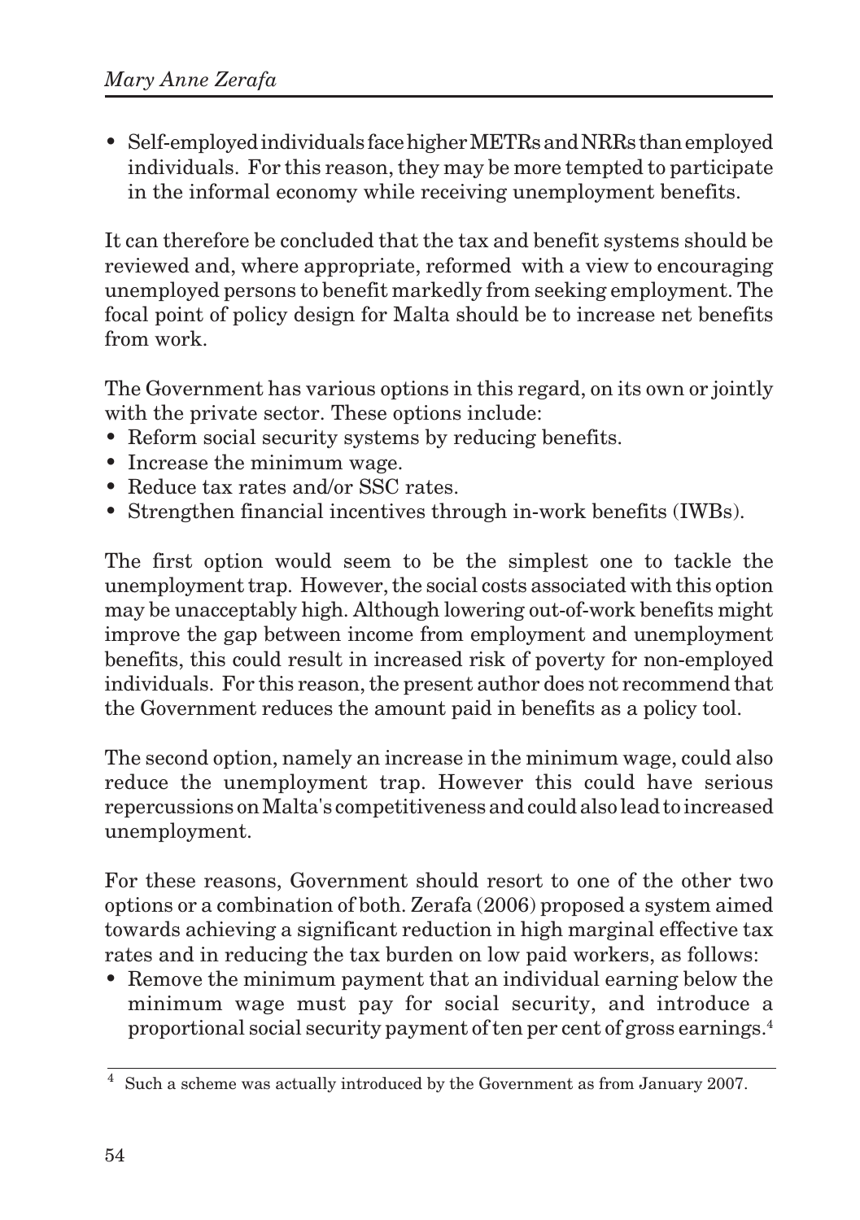- Self-employed individuals face higher METRs and NRRs than employed individuals. For this reason, they may be more tempted to participate in the informal economy while receiving unemployment benefits.

It can therefore be concluded that the tax and benefit systems should be reviewed and, where appropriate, reformed with a view to encouraging unemployed persons to benefit markedly from seeking employment. The focal point of policy design for Malta should be to increase net benefits from work.

The Government has various options in this regard, on its own or jointly with the private sector. These options include:

- Reform social security systems by reducing benefits.
- Increase the minimum wage.
- Reduce tax rates and/or SSC rates.
- Strengthen financial incentives through in-work benefits (IWBs).

The first option would seem to be the simplest one to tackle the unemployment trap. However, the social costs associated with this option may be unacceptably high. Although lowering out-of-work benefits might improve the gap between income from employment and unemployment benefits, this could result in increased risk of poverty for non-employed individuals. For this reason, the present author does not recommend that the Government reduces the amount paid in benefits as a policy tool.

The second option, namely an increase in the minimum wage, could also reduce the unemployment trap. However this could have serious repercussions on Malta's competitiveness and could also lead to increased unemployment.

For these reasons, Government should resort to one of the other two options or a combination of both. Zerafa (2006) proposed a system aimed towards achieving a significant reduction in high marginal effective tax rates and in reducing the tax burden on low paid workers, as follows:

- Remove the minimum payment that an individual earning below the minimum wage must pay for social security, and introduce a proportional social security payment of ten per cent of gross earnings.[4]

[4] Such a scheme was actually introduced by the Government as from January 2007.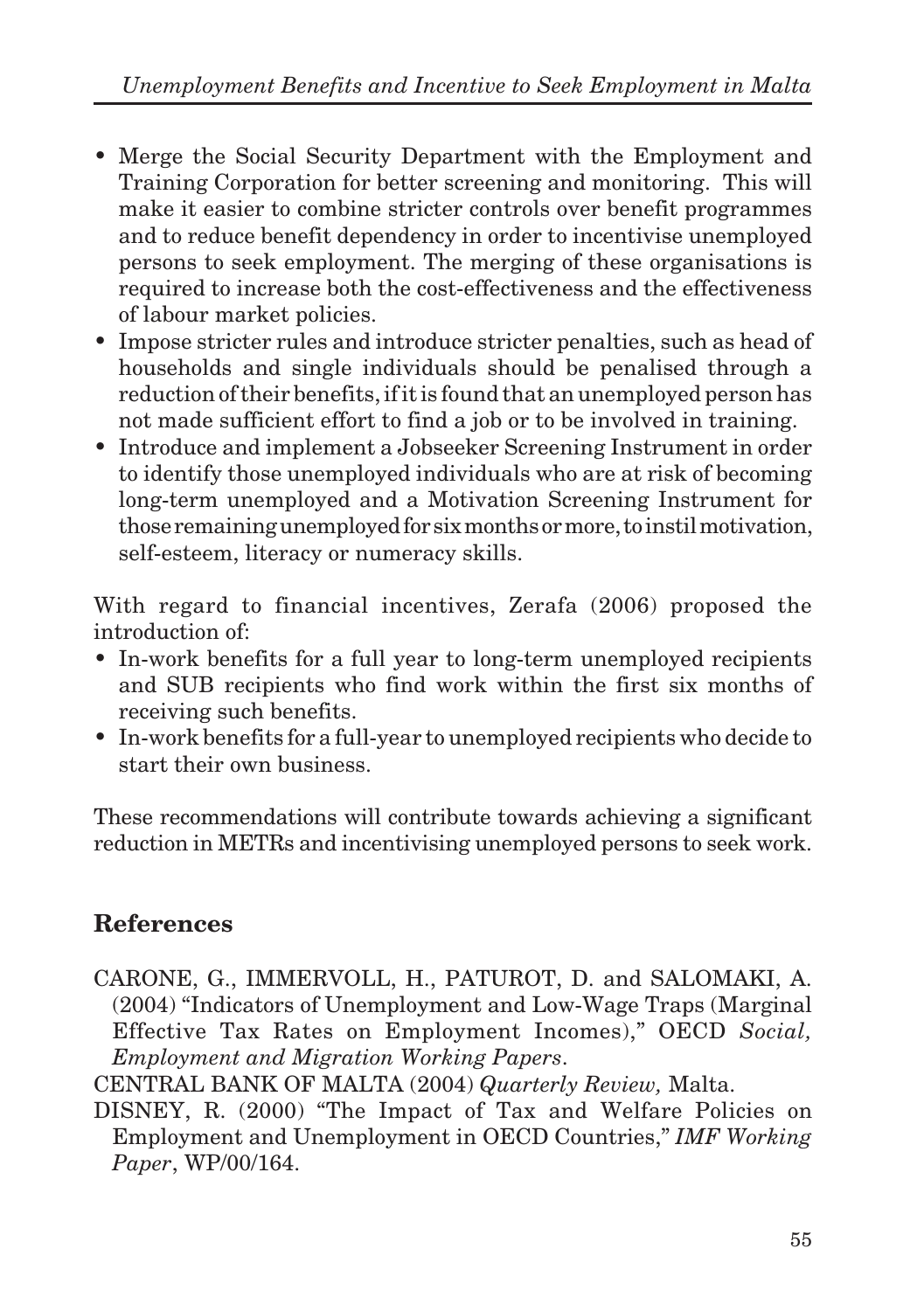- Merge the Social Security Department with the Employment and Training Corporation for better screening and monitoring. This will make it easier to combine stricter controls over benefit programmes and to reduce benefit dependency in order to incentivise unemployed persons to seek employment. The merging of these organisations is required to increase both the cost-effectiveness and the effectiveness of labour market policies.
- Impose stricter rules and introduce stricter penalties, such as head of households and single individuals should be penalised through a reduction of their benefits, if it is found that an unemployed person has not made sufficient effort to find a job or to be involved in training.
- Introduce and implement a Jobseeker Screening Instrument in order to identify those unemployed individuals who are at risk of becoming long-term unemployed and a Motivation Screening Instrument for those remaining unemployed for six months or more, to instil motivation, self-esteem, literacy or numeracy skills.

With regard to financial incentives, Zerafa (2006) proposed the introduction of:

- In-work benefits for a full year to long-term unemployed recipients and SUB recipients who find work within the first six months of receiving such benefits.
- In-work benefits for a full-year to unemployed recipients who decide to start their own business.

These recommendations will contribute towards achieving a significant reduction in METRs and incentivising unemployed persons to seek work.

## References

CARONE, G., IMMERVOLL, H., PATUROT, D. and SALOMAKI, A. (2004) "Indicators of Unemployment and Low-Wage Traps (Marginal Effective Tax Rates on Employment Incomes)," OECD *Social, Employment and Migration Working Papers*.

CENTRAL BANK OF MALTA (2004) *Quarterly Review,* Malta.

DISNEY, R. (2000) "The Impact of Tax and Welfare Policies on Employment and Unemployment in OECD Countries," *IMF Working Paper*, WP/00/164.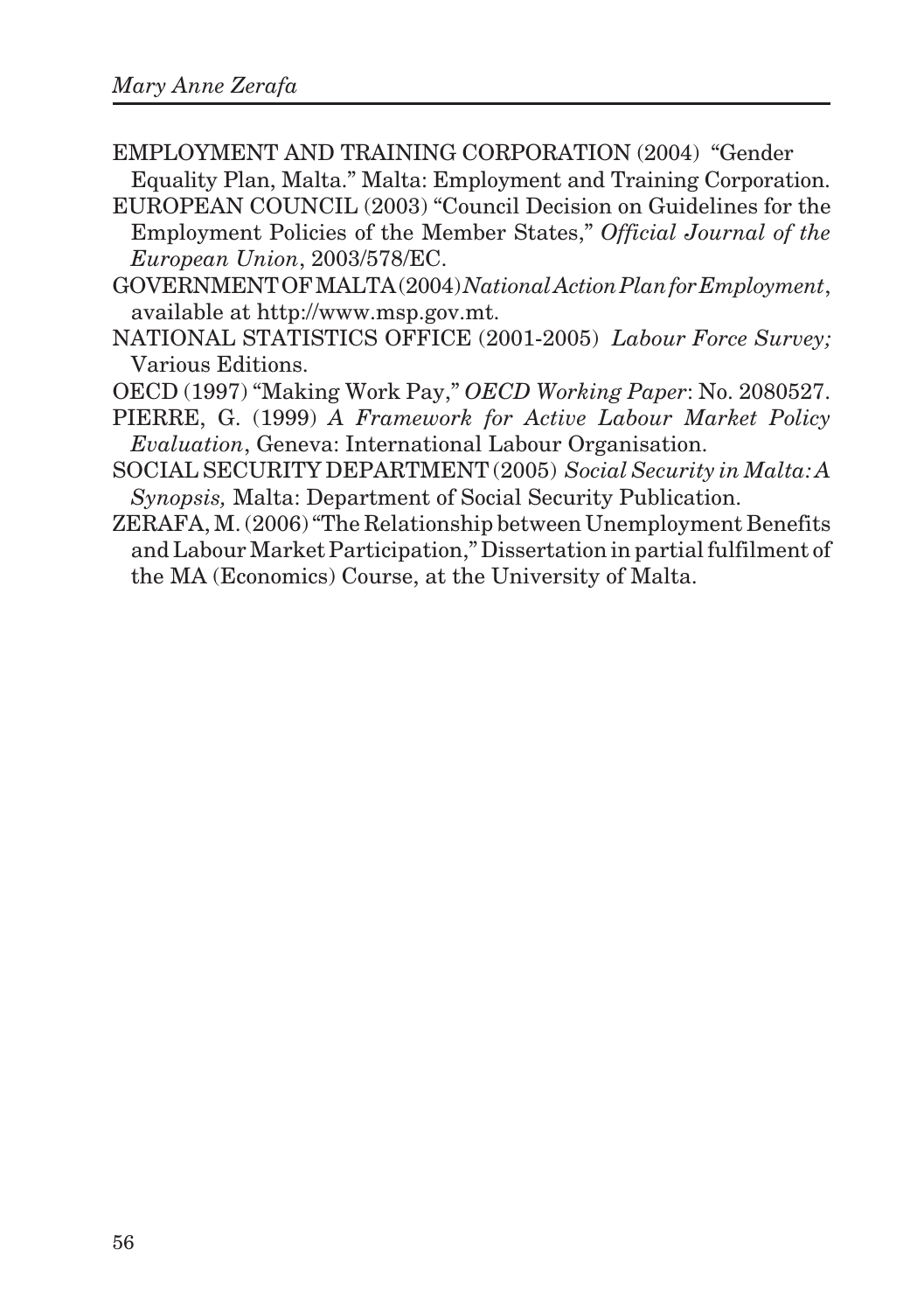EMPLOYMENT AND TRAINING CORPORATION (2004) "Gender Equality Plan, Malta." Malta: Employment and Training Corporation.

EUROPEAN COUNCIL (2003) "Council Decision on Guidelines for the Employment Policies of the Member States," *Official Journal of the European Union*, 2003/578/EC.

GOVERNMENT OF MALTA (2004) *National Action Plan for Employment*, available at http://www.msp.gov.mt.

NATIONAL STATISTICS OFFICE (2001-2005) *Labour Force Survey;* Various Editions.

OECD (1997) "Making Work Pay," *OECD Working Paper*: No. 2080527.

PIERRE, G. (1999) *A Framework for Active Labour Market Policy Evaluation*, Geneva: International Labour Organisation.

SOCIAL SECURITY DEPARTMENT (2005) *Social Security in Malta: A Synopsis,* Malta: Department of Social Security Publication.

ZERAFA, M. (2006) "The Relationship between Unemployment Benefits and Labour Market Participation," Dissertation in partial fulfilment of the MA (Economics) Course, at the University of Malta.